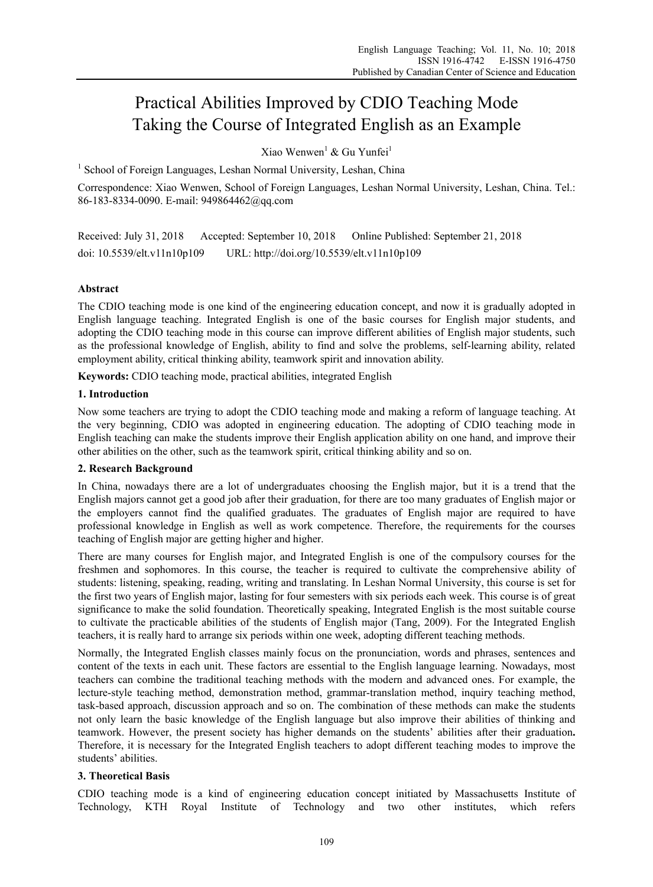# Practical Abilities Improved by CDIO Teaching Mode Taking the Course of Integrated English as an Example

Xiao Wenwen[1] & Gu Yunfei[1]

[1] School of Foreign Languages, Leshan Normal University, Leshan, China

Correspondence: Xiao Wenwen, School of Foreign Languages, Leshan Normal University, Leshan, China. Tel.: 86-183-8334-0090. E-mail: 949864462@qq.com

Received: July 31, 2018 Accepted: September 10, 2018 Online Published: September 21, 2018

doi: 10.5539/elt.v11n10p109 URL: http://doi.org/10.5539/elt.v11n10p109

**Abstract**

The CDIO teaching mode is one kind of the engineering education concept, and now it is gradually adopted in English language teaching. Integrated English is one of the basic courses for English major students, and adopting the CDIO teaching mode in this course can improve different abilities of English major students, such as the professional knowledge of English, ability to find and solve the problems, self-learning ability, related employment ability, critical thinking ability, teamwork spirit and innovation ability.

**Keywords:** CDIO teaching mode, practical abilities, integrated English

## 1. Introduction

Now some teachers are trying to adopt the CDIO teaching mode and making a reform of language teaching. At the very beginning, CDIO was adopted in engineering education. The adopting of CDIO teaching mode in English teaching can make the students improve their English application ability on one hand, and improve their other abilities on the other, such as the teamwork spirit, critical thinking ability and so on.

## 2. Research Background

In China, nowadays there are a lot of undergraduates choosing the English major, but it is a trend that the English majors cannot get a good job after their graduation, for there are too many graduates of English major or the employers cannot find the qualified graduates. The graduates of English major are required to have professional knowledge in English as well as work competence. Therefore, the requirements for the courses teaching of English major are getting higher and higher.

There are many courses for English major, and Integrated English is one of the compulsory courses for the freshmen and sophomores. In this course, the teacher is required to cultivate the comprehensive ability of students: listening, speaking, reading, writing and translating. In Leshan Normal University, this course is set for the first two years of English major, lasting for four semesters with six periods each week. This course is of great significance to make the solid foundation. Theoretically speaking, Integrated English is the most suitable course to cultivate the practicable abilities of the students of English major (Tang, 2009). For the Integrated English teachers, it is really hard to arrange six periods within one week, adopting different teaching methods.

Normally, the Integrated English classes mainly focus on the pronunciation, words and phrases, sentences and content of the texts in each unit. These factors are essential to the English language learning. Nowadays, most teachers can combine the traditional teaching methods with the modern and advanced ones. For example, the lecture-style teaching method, demonstration method, grammar-translation method, inquiry teaching method, task-based approach, discussion approach and so on. The combination of these methods can make the students not only learn the basic knowledge of the English language but also improve their abilities of thinking and teamwork. However, the present society has higher demands on the students' abilities after their graduation**.** Therefore, it is necessary for the Integrated English teachers to adopt different teaching modes to improve the students' abilities.

## 3. Theoretical Basis

CDIO teaching mode is a kind of engineering education concept initiated by Massachusetts Institute of Technology, KTH Royal Institute of Technology and two other institutes, which refers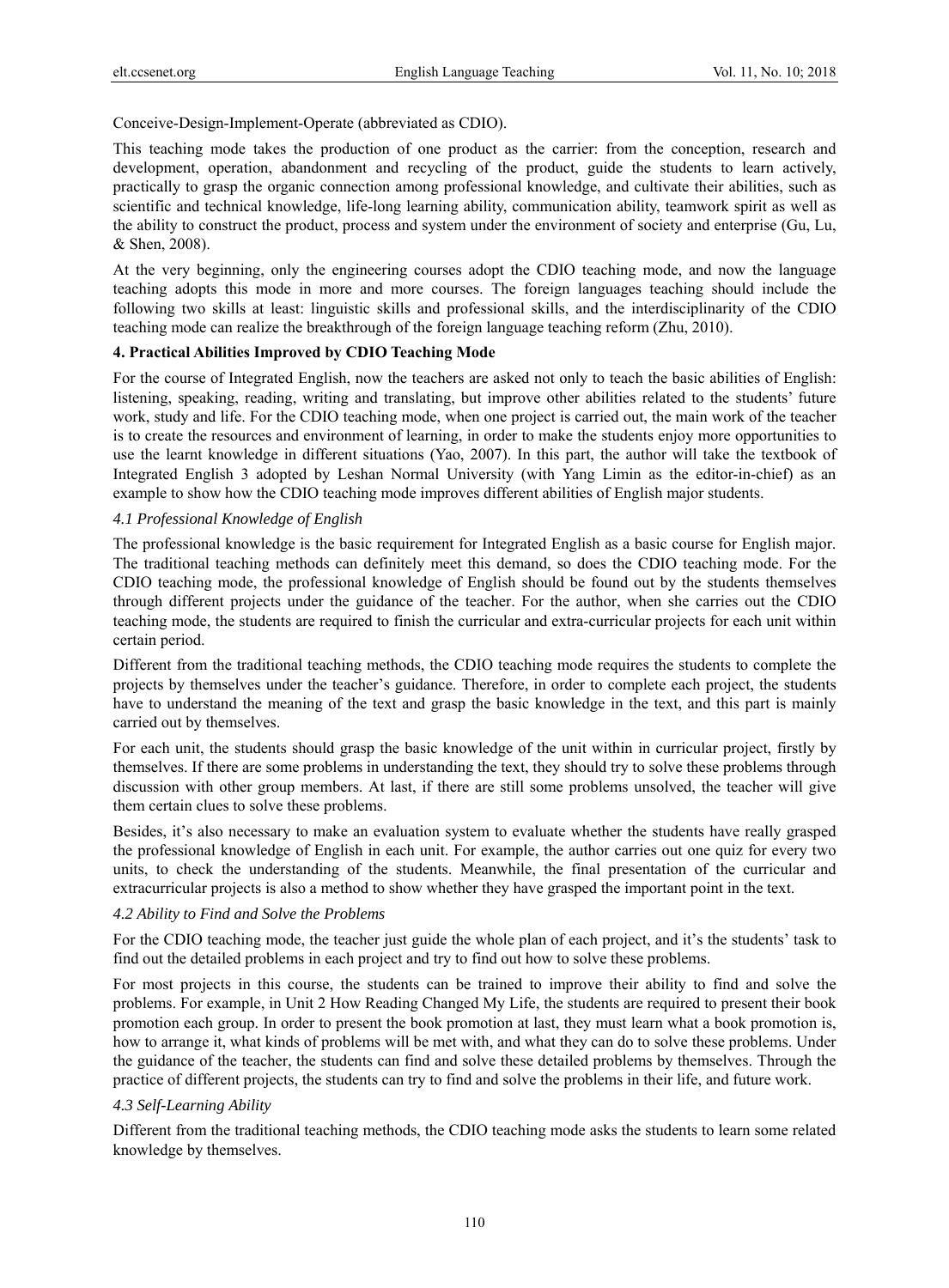Conceive-Design-Implement-Operate (abbreviated as CDIO).

This teaching mode takes the production of one product as the carrier: from the conception, research and development, operation, abandonment and recycling of the product, guide the students to learn actively, practically to grasp the organic connection among professional knowledge, and cultivate their abilities, such as scientific and technical knowledge, life-long learning ability, communication ability, teamwork spirit as well as the ability to construct the product, process and system under the environment of society and enterprise (Gu, Lu, & Shen, 2008).

At the very beginning, only the engineering courses adopt the CDIO teaching mode, and now the language teaching adopts this mode in more and more courses. The foreign languages teaching should include the following two skills at least: linguistic skills and professional skills, and the interdisciplinarity of the CDIO teaching mode can realize the breakthrough of the foreign language teaching reform (Zhu, 2010).

## 4. Practical Abilities Improved by CDIO Teaching Mode

For the course of Integrated English, now the teachers are asked not only to teach the basic abilities of English: listening, speaking, reading, writing and translating, but improve other abilities related to the students' future work, study and life. For the CDIO teaching mode, when one project is carried out, the main work of the teacher is to create the resources and environment of learning, in order to make the students enjoy more opportunities to use the learnt knowledge in different situations (Yao, 2007). In this part, the author will take the textbook of Integrated English 3 adopted by Leshan Normal University (with Yang Limin as the editor-in-chief) as an example to show how the CDIO teaching mode improves different abilities of English major students.

### *4.1 Professional Knowledge of English*

The professional knowledge is the basic requirement for Integrated English as a basic course for English major. The traditional teaching methods can definitely meet this demand, so does the CDIO teaching mode. For the CDIO teaching mode, the professional knowledge of English should be found out by the students themselves through different projects under the guidance of the teacher. For the author, when she carries out the CDIO teaching mode, the students are required to finish the curricular and extra-curricular projects for each unit within certain period.

Different from the traditional teaching methods, the CDIO teaching mode requires the students to complete the projects by themselves under the teacher's guidance. Therefore, in order to complete each project, the students have to understand the meaning of the text and grasp the basic knowledge in the text, and this part is mainly carried out by themselves.

For each unit, the students should grasp the basic knowledge of the unit within in curricular project, firstly by themselves. If there are some problems in understanding the text, they should try to solve these problems through discussion with other group members. At last, if there are still some problems unsolved, the teacher will give them certain clues to solve these problems.

Besides, it's also necessary to make an evaluation system to evaluate whether the students have really grasped the professional knowledge of English in each unit. For example, the author carries out one quiz for every two units, to check the understanding of the students. Meanwhile, the final presentation of the curricular and extracurricular projects is also a method to show whether they have grasped the important point in the text.

### *4.2 Ability to Find and Solve the Problems*

For the CDIO teaching mode, the teacher just guide the whole plan of each project, and it's the students' task to find out the detailed problems in each project and try to find out how to solve these problems.

For most projects in this course, the students can be trained to improve their ability to find and solve the problems. For example, in Unit 2 How Reading Changed My Life, the students are required to present their book promotion each group. In order to present the book promotion at last, they must learn what a book promotion is, how to arrange it, what kinds of problems will be met with, and what they can do to solve these problems. Under the guidance of the teacher, the students can find and solve these detailed problems by themselves. Through the practice of different projects, the students can try to find and solve the problems in their life, and future work.

### *4.3 Self-Learning Ability*

Different from the traditional teaching methods, the CDIO teaching mode asks the students to learn some related knowledge by themselves.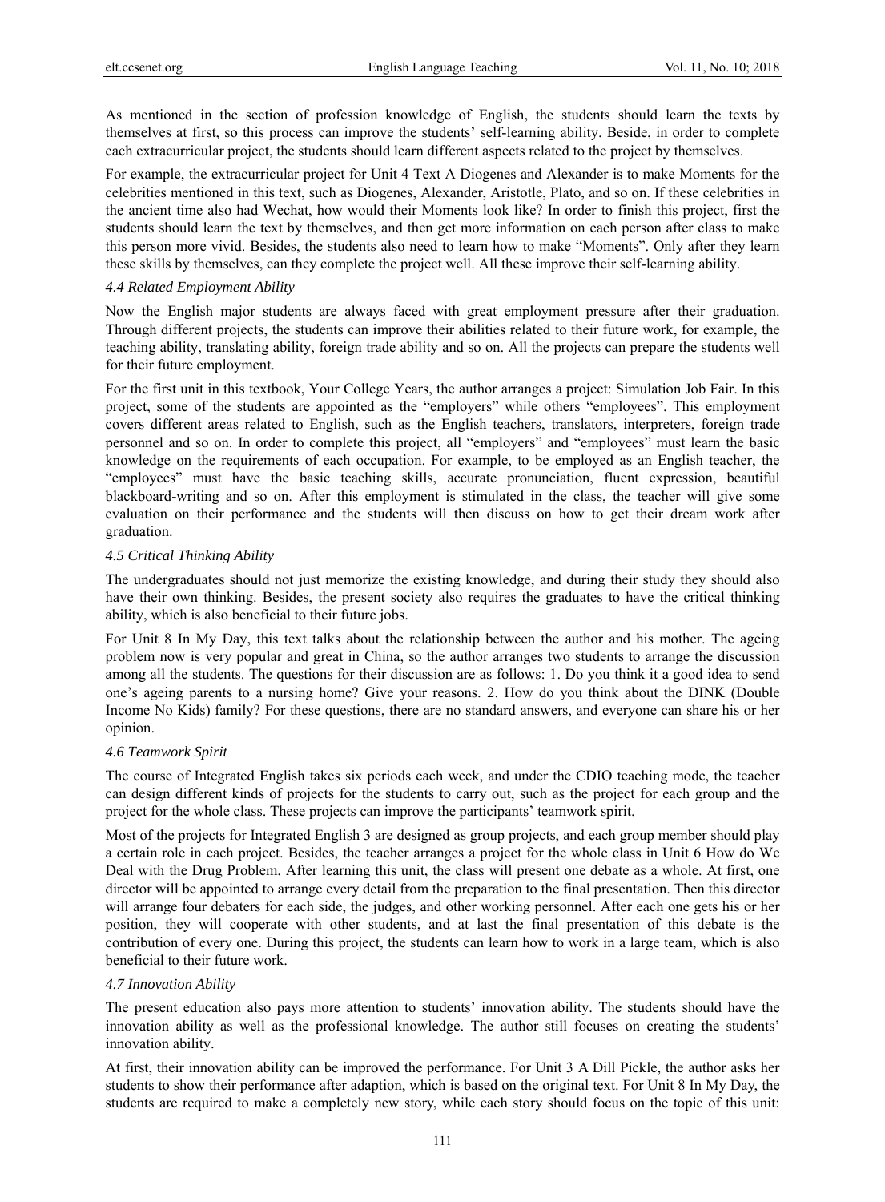As mentioned in the section of profession knowledge of English, the students should learn the texts by themselves at first, so this process can improve the students' self-learning ability. Beside, in order to complete each extracurricular project, the students should learn different aspects related to the project by themselves.

For example, the extracurricular project for Unit 4 Text A Diogenes and Alexander is to make Moments for the celebrities mentioned in this text, such as Diogenes, Alexander, Aristotle, Plato, and so on. If these celebrities in the ancient time also had Wechat, how would their Moments look like? In order to finish this project, first the students should learn the text by themselves, and then get more information on each person after class to make this person more vivid. Besides, the students also need to learn how to make "Moments". Only after they learn these skills by themselves, can they complete the project well. All these improve their self-learning ability.

### *4.4 Related Employment Ability*

Now the English major students are always faced with great employment pressure after their graduation. Through different projects, the students can improve their abilities related to their future work, for example, the teaching ability, translating ability, foreign trade ability and so on. All the projects can prepare the students well for their future employment.

For the first unit in this textbook, Your College Years, the author arranges a project: Simulation Job Fair. In this project, some of the students are appointed as the "employers" while others "employees". This employment covers different areas related to English, such as the English teachers, translators, interpreters, foreign trade personnel and so on. In order to complete this project, all "employers" and "employees" must learn the basic knowledge on the requirements of each occupation. For example, to be employed as an English teacher, the "employees" must have the basic teaching skills, accurate pronunciation, fluent expression, beautiful blackboard-writing and so on. After this employment is stimulated in the class, the teacher will give some evaluation on their performance and the students will then discuss on how to get their dream work after graduation.

### *4.5 Critical Thinking Ability*

The undergraduates should not just memorize the existing knowledge, and during their study they should also have their own thinking. Besides, the present society also requires the graduates to have the critical thinking ability, which is also beneficial to their future jobs.

For Unit 8 In My Day, this text talks about the relationship between the author and his mother. The ageing problem now is very popular and great in China, so the author arranges two students to arrange the discussion among all the students. The questions for their discussion are as follows: 1. Do you think it a good idea to send one's ageing parents to a nursing home? Give your reasons. 2. How do you think about the DINK (Double Income No Kids) family? For these questions, there are no standard answers, and everyone can share his or her opinion.

### *4.6 Teamwork Spirit*

The course of Integrated English takes six periods each week, and under the CDIO teaching mode, the teacher can design different kinds of projects for the students to carry out, such as the project for each group and the project for the whole class. These projects can improve the participants' teamwork spirit.

Most of the projects for Integrated English 3 are designed as group projects, and each group member should play a certain role in each project. Besides, the teacher arranges a project for the whole class in Unit 6 How do We Deal with the Drug Problem. After learning this unit, the class will present one debate as a whole. At first, one director will be appointed to arrange every detail from the preparation to the final presentation. Then this director will arrange four debaters for each side, the judges, and other working personnel. After each one gets his or her position, they will cooperate with other students, and at last the final presentation of this debate is the contribution of every one. During this project, the students can learn how to work in a large team, which is also beneficial to their future work.

### *4.7 Innovation Ability*

The present education also pays more attention to students' innovation ability. The students should have the innovation ability as well as the professional knowledge. The author still focuses on creating the students' innovation ability.

At first, their innovation ability can be improved the performance. For Unit 3 A Dill Pickle, the author asks her students to show their performance after adaption, which is based on the original text. For Unit 8 In My Day, the students are required to make a completely new story, while each story should focus on the topic of this unit: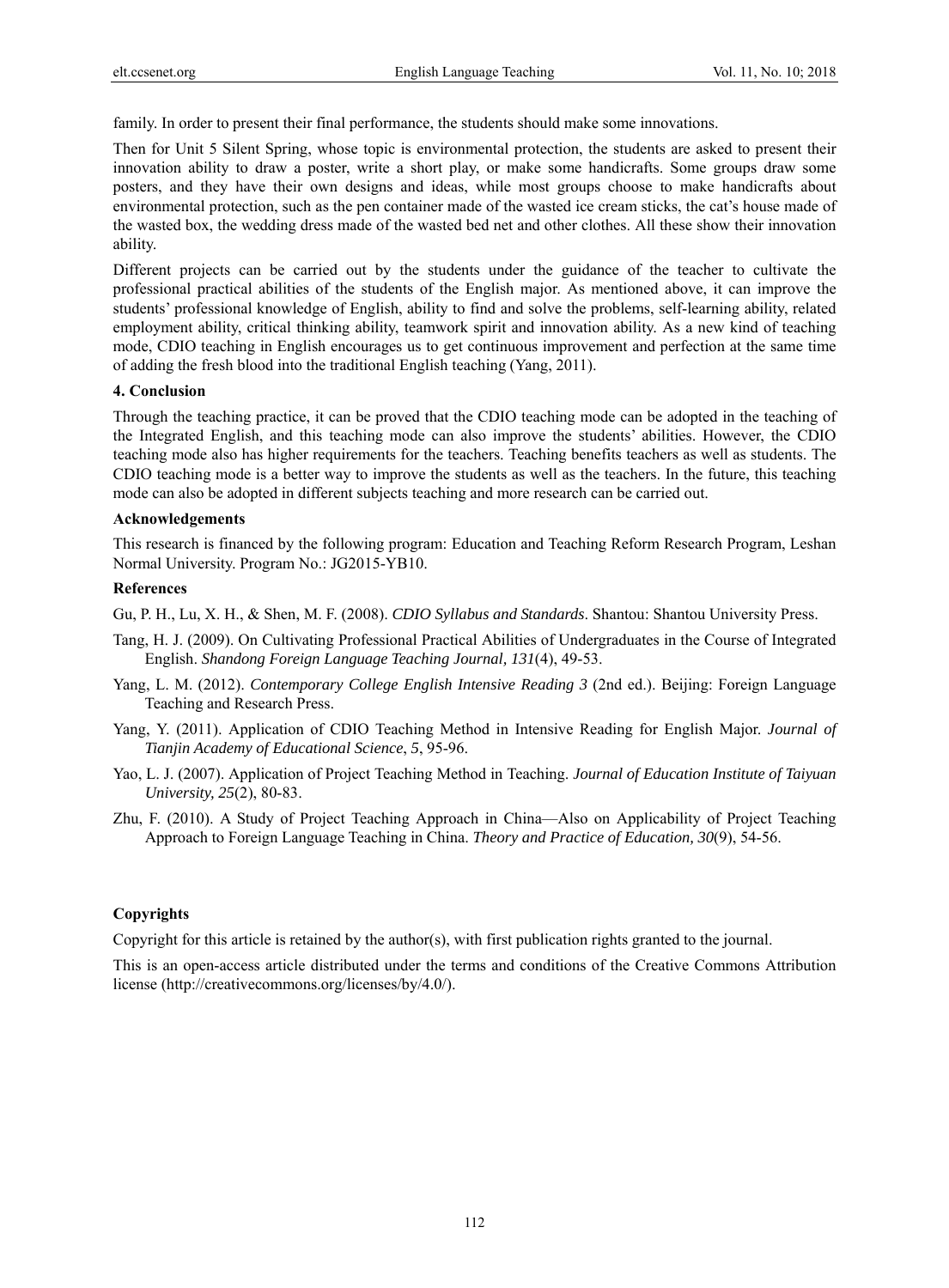family. In order to present their final performance, the students should make some innovations.

Then for Unit 5 Silent Spring, whose topic is environmental protection, the students are asked to present their innovation ability to draw a poster, write a short play, or make some handicrafts. Some groups draw some posters, and they have their own designs and ideas, while most groups choose to make handicrafts about environmental protection, such as the pen container made of the wasted ice cream sticks, the cat's house made of the wasted box, the wedding dress made of the wasted bed net and other clothes. All these show their innovation ability.

Different projects can be carried out by the students under the guidance of the teacher to cultivate the professional practical abilities of the students of the English major. As mentioned above, it can improve the students' professional knowledge of English, ability to find and solve the problems, self-learning ability, related employment ability, critical thinking ability, teamwork spirit and innovation ability. As a new kind of teaching mode, CDIO teaching in English encourages us to get continuous improvement and perfection at the same time of adding the fresh blood into the traditional English teaching (Yang, 2011).

## 4. Conclusion

Through the teaching practice, it can be proved that the CDIO teaching mode can be adopted in the teaching of the Integrated English, and this teaching mode can also improve the students' abilities. However, the CDIO teaching mode also has higher requirements for the teachers. Teaching benefits teachers as well as students. The CDIO teaching mode is a better way to improve the students as well as the teachers. In the future, this teaching mode can also be adopted in different subjects teaching and more research can be carried out.

## Acknowledgements

This research is financed by the following program: Education and Teaching Reform Research Program, Leshan Normal University. Program No.: JG2015-YB10.

## References

Gu, P. H., Lu, X. H., & Shen, M. F. (2008). *CDIO Syllabus and Standards*. Shantou: Shantou University Press.

Tang, H. J. (2009). On Cultivating Professional Practical Abilities of Undergraduates in the Course of Integrated English. *Shandong Foreign Language Teaching Journal, 131*(4), 49-53.

Yang, L. M. (2012). *Contemporary College English Intensive Reading 3* (2nd ed.). Beijing: Foreign Language Teaching and Research Press.

Yang, Y. (2011). Application of CDIO Teaching Method in Intensive Reading for English Major. *Journal of Tianjin Academy of Educational Science*, *5*, 95-96.

Yao, L. J. (2007). Application of Project Teaching Method in Teaching. *Journal of Education Institute of Taiyuan University, 25*(2), 80-83.

Zhu, F. (2010). A Study of Project Teaching Approach in China—Also on Applicability of Project Teaching Approach to Foreign Language Teaching in China. *Theory and Practice of Education, 30*(9), 54-56.

## Copyrights

Copyright for this article is retained by the author(s), with first publication rights granted to the journal.

This is an open-access article distributed under the terms and conditions of the Creative Commons Attribution license (http://creativecommons.org/licenses/by/4.0/).